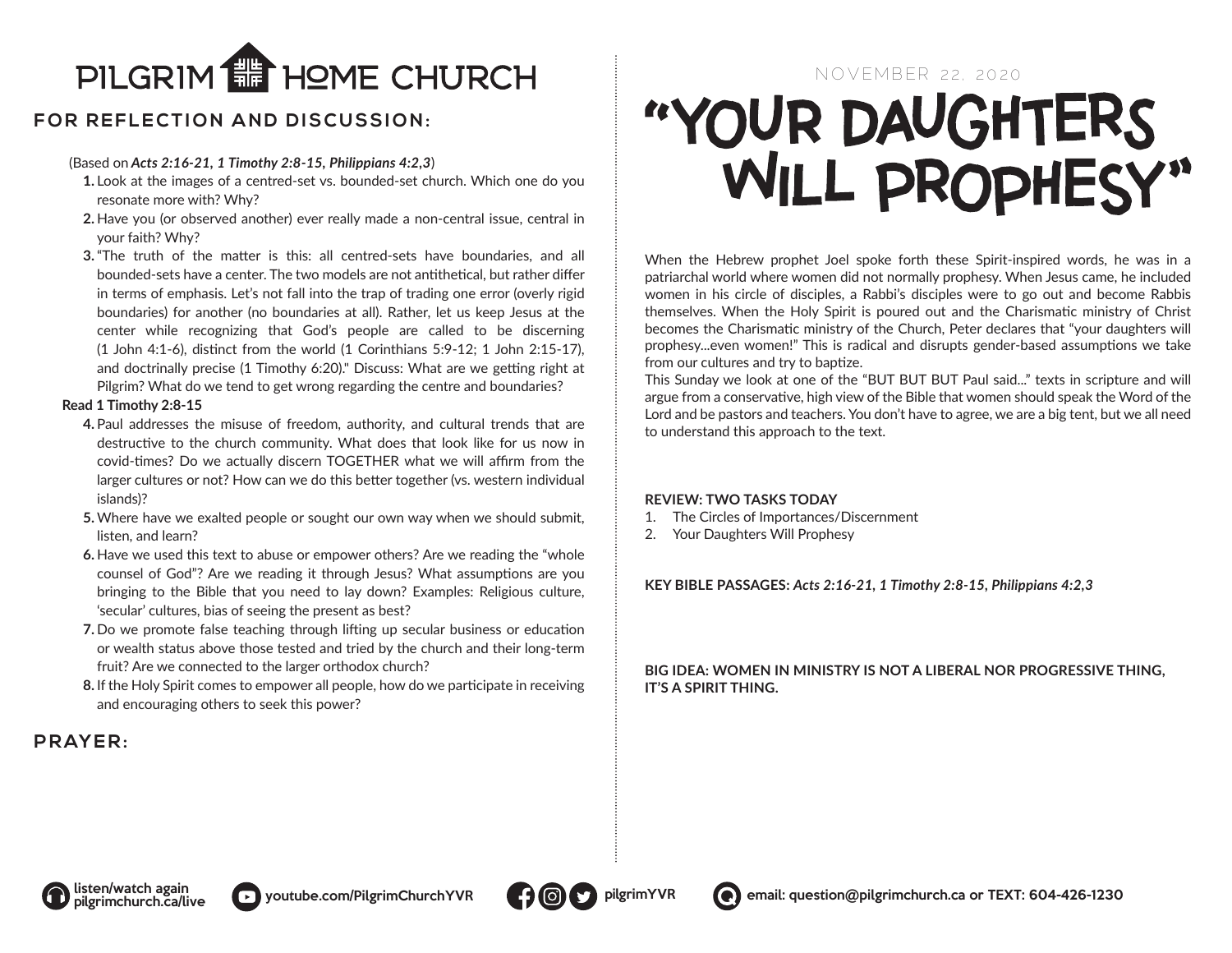# PILGRIM HOME CHURCH

## FOR REFLECTION AND DISCUSSION:

(Based on ***Acts 2:16-21, 1 Timothy 2:8-15, Philippians 4:2,3***)

1. Look at the images of a centred-set vs. bounded-set church. Which one do you resonate more with? Why?
2. Have you (or observed another) ever really made a non-central issue, central in your faith? Why?
3. "The truth of the matter is this: all centred-sets have boundaries, and all bounded-sets have a center. The two models are not antithetical, but rather differ in terms of emphasis. Let's not fall into the trap of trading one error (overly rigid boundaries) for another (no boundaries at all). Rather, let us keep Jesus at the center while recognizing that God's people are called to be discerning (1 John 4:1-6), distinct from the world (1 Corinthians 5:9-12; 1 John 2:15-17), and doctrinally precise (1 Timothy 6:20)." Discuss: What are we getting right at Pilgrim? What do we tend to get wrong regarding the centre and boundaries?

**Read 1 Timothy 2:8-15**

4. Paul addresses the misuse of freedom, authority, and cultural trends that are destructive to the church community. What does that look like for us now in covid-times? Do we actually discern TOGETHER what we will affirm from the larger cultures or not? How can we do this better together (vs. western individual islands)?
5. Where have we exalted people or sought our own way when we should submit, listen, and learn?
6. Have we used this text to abuse or empower others? Are we reading the "whole counsel of God"? Are we reading it through Jesus? What assumptions are you bringing to the Bible that you need to lay down? Examples: Religious culture, 'secular' cultures, bias of seeing the present as best?
7. Do we promote false teaching through lifting up secular business or education or wealth status above those tested and tried by the church and their long-term fruit? Are we connected to the larger orthodox church?
8. If the Holy Spirit comes to empower all people, how do we participate in receiving and encouraging others to seek this power?

## PRAYER:

NOVEMBER 22, 2020

# "YOUR DAUGHTERS WILL PROPHESY"

When the Hebrew prophet Joel spoke forth these Spirit-inspired words, he was in a patriarchal world where women did not normally prophesy. When Jesus came, he included women in his circle of disciples, a Rabbi's disciples were to go out and become Rabbis themselves. When the Holy Spirit is poured out and the Charismatic ministry of Christ becomes the Charismatic ministry of the Church, Peter declares that "your daughters will prophesy...even women!" This is radical and disrupts gender-based assumptions we take from our cultures and try to baptize.

This Sunday we look at one of the "BUT BUT BUT Paul said..." texts in scripture and will argue from a conservative, high view of the Bible that women should speak the Word of the Lord and be pastors and teachers. You don't have to agree, we are a big tent, but we all need to understand this approach to the text.

**REVIEW: TWO TASKS TODAY**

1. The Circles of Importances/Discernment
2. Your Daughters Will Prophesy

**KEY BIBLE PASSAGES:** ***Acts 2:16-21, 1 Timothy 2:8-15, Philippians 4:2,3***

**BIG IDEA: WOMEN IN MINISTRY IS NOT A LIBERAL NOR PROGRESSIVE THING, IT'S A SPIRIT THING.**

listen/watch again pilgrimchurch.ca/live | youtube.com/PilgrimChurchYVR | pilgrimYVR | email: question@pilgrimchurch.ca or TEXT: 604-426-1230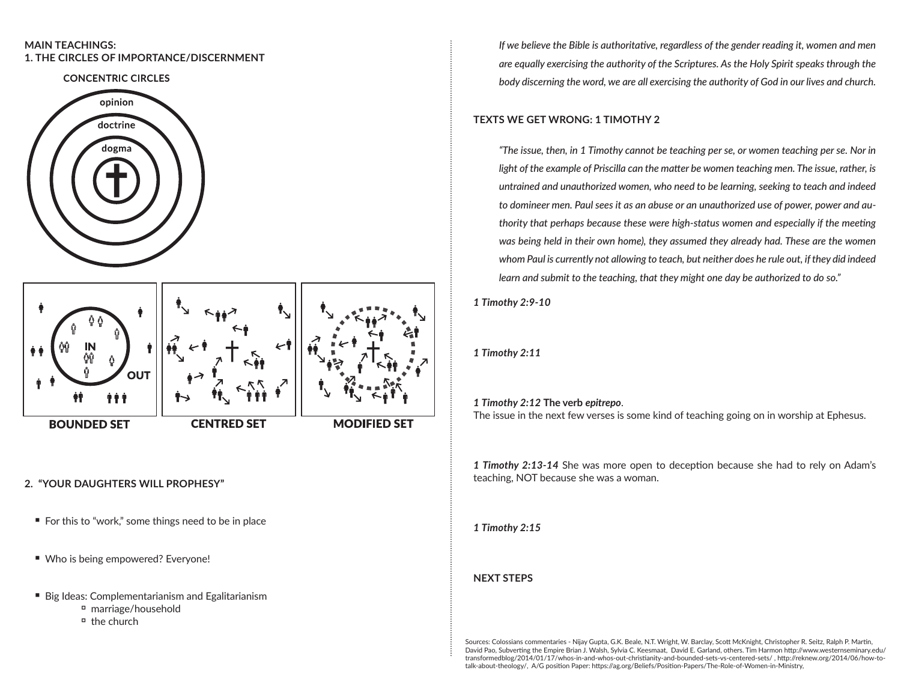**MAIN TEACHINGS:**
**1. THE CIRCLES OF IMPORTANCE/DISCERNMENT**

**CONCENTRIC CIRCLES**

opinion

doctrine

dogma

IN

OUT

**BOUNDED SET**

**CENTRED SET**

**MODIFIED SET**

**2. "YOUR DAUGHTERS WILL PROPHESY"**

- For this to "work," some things need to be in place
- Who is being empowered? Everyone!
- Big Ideas: Complementarianism and Egalitarianism
  - marriage/household
  - the church

*If we believe the Bible is authoritative, regardless of the gender reading it, women and men are equally exercising the authority of the Scriptures. As the Holy Spirit speaks through the body discerning the word, we are all exercising the authority of God in our lives and church.*

**TEXTS WE GET WRONG: 1 TIMOTHY 2**

*"The issue, then, in 1 Timothy cannot be teaching per se, or women teaching per se. Nor in light of the example of Priscilla can the matter be women teaching men. The issue, rather, is untrained and unauthorized women, who need to be learning, seeking to teach and indeed to domineer men. Paul sees it as an abuse or an unauthorized use of power, power and authority that perhaps because these were high-status women and especially if the meeting was being held in their own home), they assumed they already had. These are the women whom Paul is currently not allowing to teach, but neither does he rule out, if they did indeed learn and submit to the teaching, that they might one day be authorized to do so."*

***1 Timothy 2:9-10***

***1 Timothy 2:11***

***1 Timothy 2:12*** **The verb *epitrepo*.**
The issue in the next few verses is some kind of teaching going on in worship at Ephesus.

***1 Timothy 2:13-14*** She was more open to deception because she had to rely on Adam's teaching, NOT because she was a woman.

***1 Timothy 2:15***

**NEXT STEPS**

Sources: Colossians commentaries - Nijay Gupta, G.K. Beale, N.T. Wright, W. Barclay, Scott McKnight, Christopher R. Seitz, Ralph P. Martin, David Pao, Subverting the Empire Brian J. Walsh, Sylvia C. Keesmaat, David E. Garland, others. Tim Harmon http://www.westernseminary.edu/transformedblog/2014/01/17/whos-in-and-whos-out-christianity-and-bounded-sets-vs-centered-sets/ , http://reknew.org/2014/06/how-to-talk-about-theology/, A/G position Paper: https://ag.org/Beliefs/Position-Papers/The-Role-of-Women-in-Ministry,